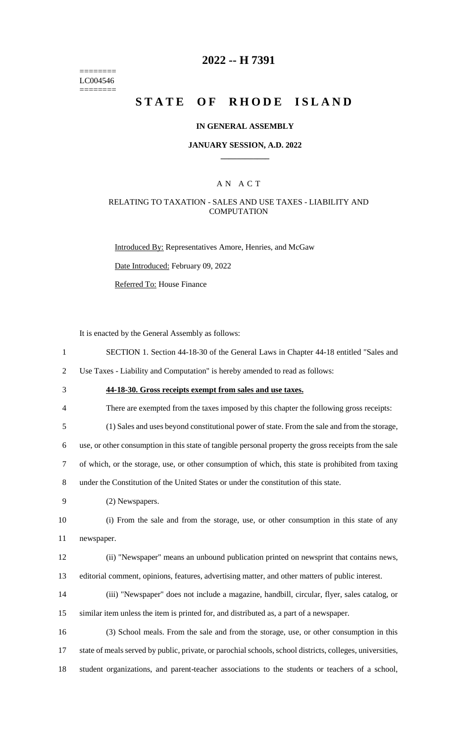========
LC004546
========

# 2022 -- H 7391

# STATE OF RHODE ISLAND

### IN GENERAL ASSEMBLY

### JANUARY SESSION, A.D. 2022

---

### A N A C T

### RELATING TO TAXATION - SALES AND USE TAXES - LIABILITY AND COMPUTATION

Introduced By: Representatives Amore, Henries, and McGaw

Date Introduced: February 09, 2022

Referred To: House Finance

It is enacted by the General Assembly as follows:

1 SECTION 1. Section 44-18-30 of the General Laws in Chapter 44-18 entitled "Sales and
2 Use Taxes - Liability and Computation" is hereby amended to read as follows:

3 **44-18-30. Gross receipts exempt from sales and use taxes.**

4 There are exempted from the taxes imposed by this chapter the following gross receipts:

5 (1) Sales and uses beyond constitutional power of state. From the sale and from the storage,
6 use, or other consumption in this state of tangible personal property the gross receipts from the sale
7 of which, or the storage, use, or other consumption of which, this state is prohibited from taxing
8 under the Constitution of the United States or under the constitution of this state.

9 (2) Newspapers.

10 (i) From the sale and from the storage, use, or other consumption in this state of any
11 newspaper.

12 (ii) "Newspaper" means an unbound publication printed on newsprint that contains news,
13 editorial comment, opinions, features, advertising matter, and other matters of public interest.

14 (iii) "Newspaper" does not include a magazine, handbill, circular, flyer, sales catalog, or
15 similar item unless the item is printed for, and distributed as, a part of a newspaper.

16 (3) School meals. From the sale and from the storage, use, or other consumption in this
17 state of meals served by public, private, or parochial schools, school districts, colleges, universities,
18 student organizations, and parent-teacher associations to the students or teachers of a school,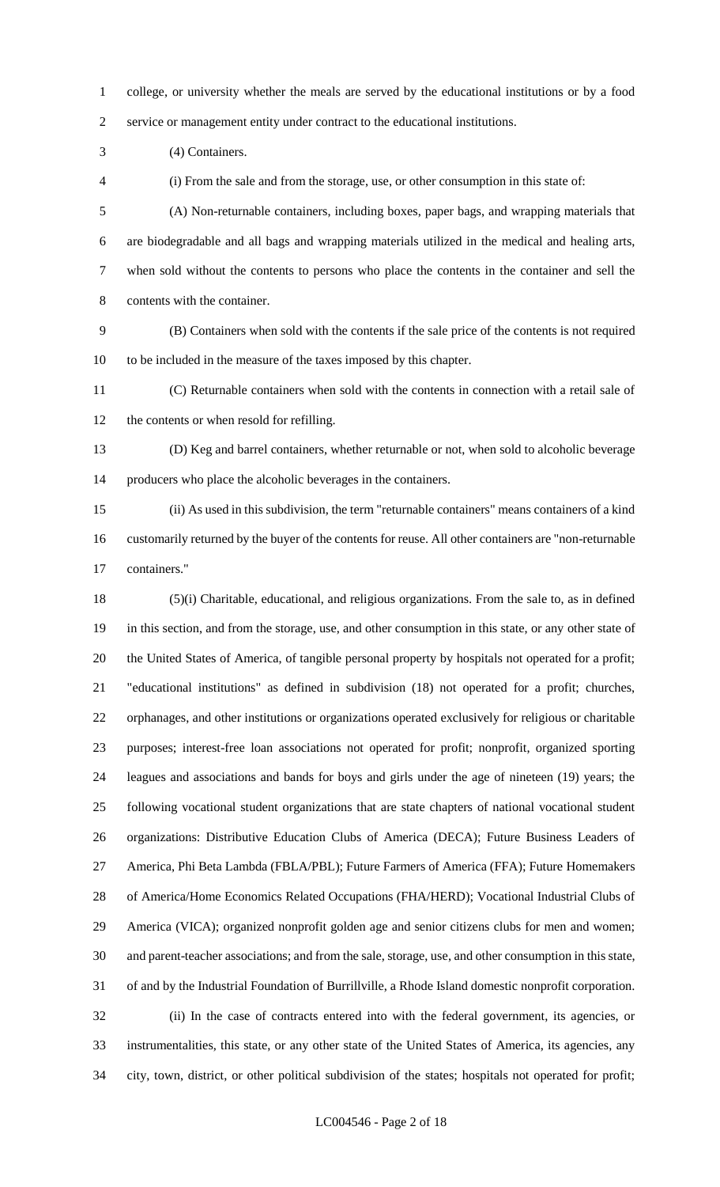college, or university whether the meals are served by the educational institutions or by a food service or management entity under contract to the educational institutions.

(4) Containers.

(i) From the sale and from the storage, use, or other consumption in this state of:

(A) Non-returnable containers, including boxes, paper bags, and wrapping materials that are biodegradable and all bags and wrapping materials utilized in the medical and healing arts, when sold without the contents to persons who place the contents in the container and sell the contents with the container.

(B) Containers when sold with the contents if the sale price of the contents is not required to be included in the measure of the taxes imposed by this chapter.

(C) Returnable containers when sold with the contents in connection with a retail sale of the contents or when resold for refilling.

(D) Keg and barrel containers, whether returnable or not, when sold to alcoholic beverage producers who place the alcoholic beverages in the containers.

(ii) As used in this subdivision, the term "returnable containers" means containers of a kind customarily returned by the buyer of the contents for reuse. All other containers are "non-returnable containers."

(5)(i) Charitable, educational, and religious organizations. From the sale to, as in defined in this section, and from the storage, use, and other consumption in this state, or any other state of the United States of America, of tangible personal property by hospitals not operated for a profit; "educational institutions" as defined in subdivision (18) not operated for a profit; churches, orphanages, and other institutions or organizations operated exclusively for religious or charitable purposes; interest-free loan associations not operated for profit; nonprofit, organized sporting leagues and associations and bands for boys and girls under the age of nineteen (19) years; the following vocational student organizations that are state chapters of national vocational student organizations: Distributive Education Clubs of America (DECA); Future Business Leaders of America, Phi Beta Lambda (FBLA/PBL); Future Farmers of America (FFA); Future Homemakers of America/Home Economics Related Occupations (FHA/HERD); Vocational Industrial Clubs of America (VICA); organized nonprofit golden age and senior citizens clubs for men and women; and parent-teacher associations; and from the sale, storage, use, and other consumption in this state, of and by the Industrial Foundation of Burrillville, a Rhode Island domestic nonprofit corporation.

(ii) In the case of contracts entered into with the federal government, its agencies, or instrumentalities, this state, or any other state of the United States of America, its agencies, any city, town, district, or other political subdivision of the states; hospitals not operated for profit;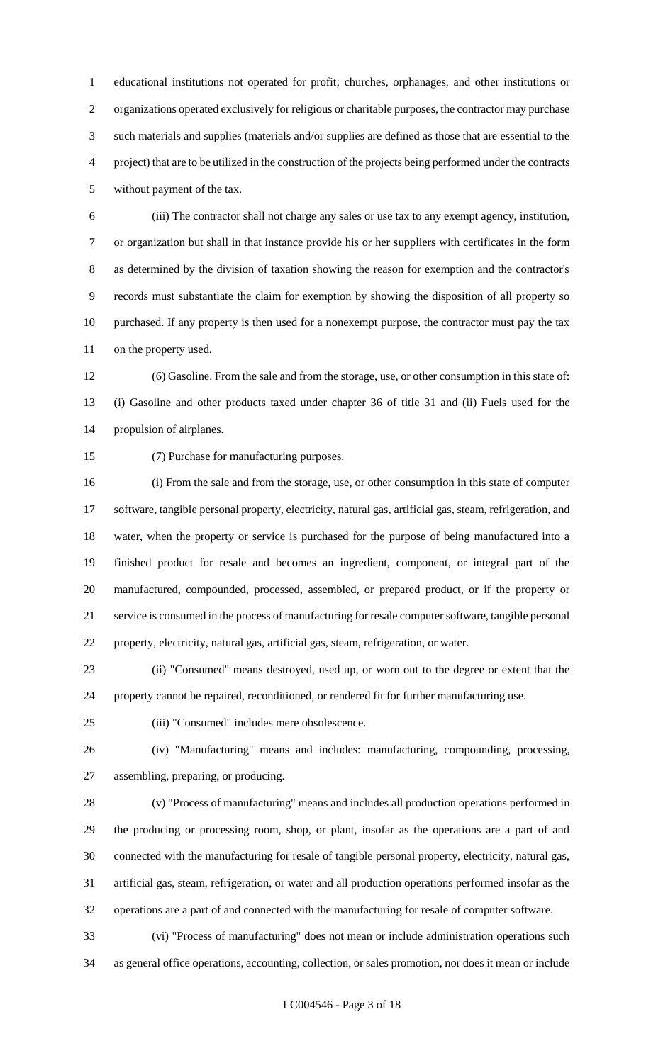educational institutions not operated for profit; churches, orphanages, and other institutions or organizations operated exclusively for religious or charitable purposes, the contractor may purchase such materials and supplies (materials and/or supplies are defined as those that are essential to the project) that are to be utilized in the construction of the projects being performed under the contracts without payment of the tax.

(iii) The contractor shall not charge any sales or use tax to any exempt agency, institution, or organization but shall in that instance provide his or her suppliers with certificates in the form as determined by the division of taxation showing the reason for exemption and the contractor's records must substantiate the claim for exemption by showing the disposition of all property so purchased. If any property is then used for a nonexempt purpose, the contractor must pay the tax on the property used.

(6) Gasoline. From the sale and from the storage, use, or other consumption in this state of: (i) Gasoline and other products taxed under chapter 36 of title 31 and (ii) Fuels used for the propulsion of airplanes.

(7) Purchase for manufacturing purposes.

(i) From the sale and from the storage, use, or other consumption in this state of computer software, tangible personal property, electricity, natural gas, artificial gas, steam, refrigeration, and water, when the property or service is purchased for the purpose of being manufactured into a finished product for resale and becomes an ingredient, component, or integral part of the manufactured, compounded, processed, assembled, or prepared product, or if the property or service is consumed in the process of manufacturing for resale computer software, tangible personal property, electricity, natural gas, artificial gas, steam, refrigeration, or water.

(ii) "Consumed" means destroyed, used up, or worn out to the degree or extent that the property cannot be repaired, reconditioned, or rendered fit for further manufacturing use.

(iii) "Consumed" includes mere obsolescence.

(iv) "Manufacturing" means and includes: manufacturing, compounding, processing, assembling, preparing, or producing.

(v) "Process of manufacturing" means and includes all production operations performed in the producing or processing room, shop, or plant, insofar as the operations are a part of and connected with the manufacturing for resale of tangible personal property, electricity, natural gas, artificial gas, steam, refrigeration, or water and all production operations performed insofar as the operations are a part of and connected with the manufacturing for resale of computer software.

(vi) "Process of manufacturing" does not mean or include administration operations such as general office operations, accounting, collection, or sales promotion, nor does it mean or include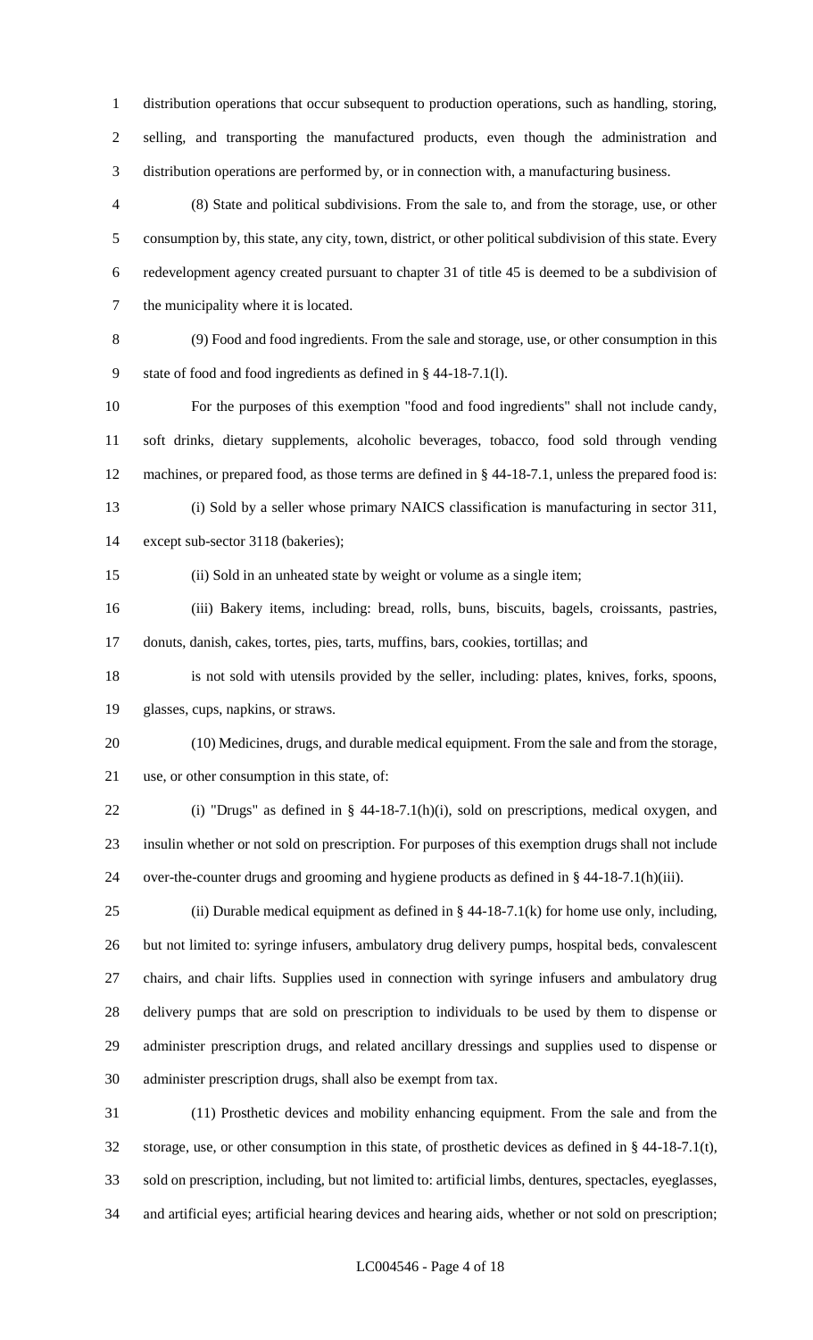distribution operations that occur subsequent to production operations, such as handling, storing, selling, and transporting the manufactured products, even though the administration and distribution operations are performed by, or in connection with, a manufacturing business.

(8) State and political subdivisions. From the sale to, and from the storage, use, or other consumption by, this state, any city, town, district, or other political subdivision of this state. Every redevelopment agency created pursuant to chapter 31 of title 45 is deemed to be a subdivision of the municipality where it is located.

(9) Food and food ingredients. From the sale and storage, use, or other consumption in this state of food and food ingredients as defined in § 44-18-7.1(l).

For the purposes of this exemption "food and food ingredients" shall not include candy, soft drinks, dietary supplements, alcoholic beverages, tobacco, food sold through vending machines, or prepared food, as those terms are defined in § 44-18-7.1, unless the prepared food is:

(i) Sold by a seller whose primary NAICS classification is manufacturing in sector 311, except sub-sector 3118 (bakeries);

(ii) Sold in an unheated state by weight or volume as a single item;

(iii) Bakery items, including: bread, rolls, buns, biscuits, bagels, croissants, pastries, donuts, danish, cakes, tortes, pies, tarts, muffins, bars, cookies, tortillas; and

is not sold with utensils provided by the seller, including: plates, knives, forks, spoons, glasses, cups, napkins, or straws.

(10) Medicines, drugs, and durable medical equipment. From the sale and from the storage, use, or other consumption in this state, of:

(i) "Drugs" as defined in § 44-18-7.1(h)(i), sold on prescriptions, medical oxygen, and insulin whether or not sold on prescription. For purposes of this exemption drugs shall not include over-the-counter drugs and grooming and hygiene products as defined in § 44-18-7.1(h)(iii).

(ii) Durable medical equipment as defined in § 44-18-7.1(k) for home use only, including, but not limited to: syringe infusers, ambulatory drug delivery pumps, hospital beds, convalescent chairs, and chair lifts. Supplies used in connection with syringe infusers and ambulatory drug delivery pumps that are sold on prescription to individuals to be used by them to dispense or administer prescription drugs, and related ancillary dressings and supplies used to dispense or administer prescription drugs, shall also be exempt from tax.

(11) Prosthetic devices and mobility enhancing equipment. From the sale and from the storage, use, or other consumption in this state, of prosthetic devices as defined in § 44-18-7.1(t), sold on prescription, including, but not limited to: artificial limbs, dentures, spectacles, eyeglasses, and artificial eyes; artificial hearing devices and hearing aids, whether or not sold on prescription;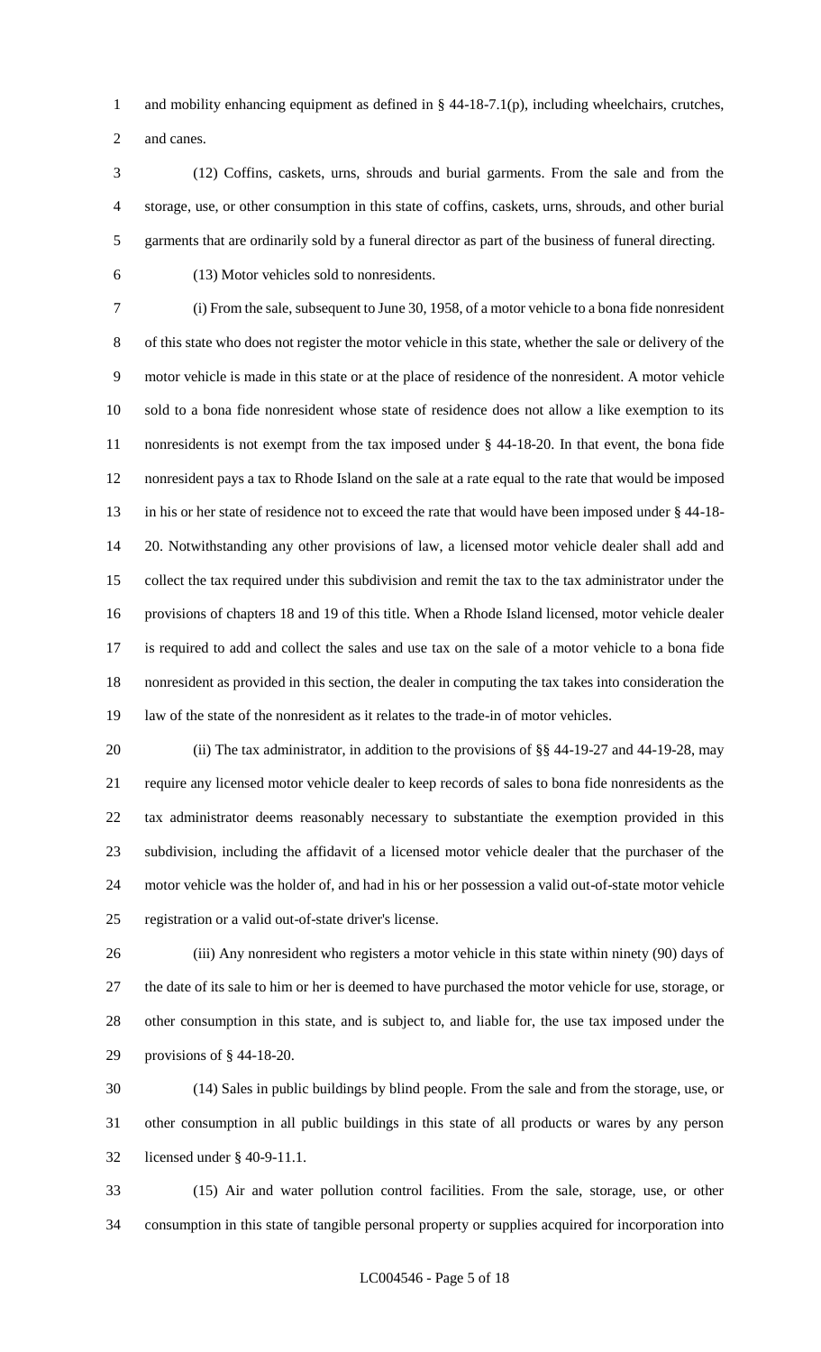and mobility enhancing equipment as defined in § 44-18-7.1(p), including wheelchairs, crutches, and canes.

(12) Coffins, caskets, urns, shrouds and burial garments. From the sale and from the storage, use, or other consumption in this state of coffins, caskets, urns, shrouds, and other burial garments that are ordinarily sold by a funeral director as part of the business of funeral directing.

(13) Motor vehicles sold to nonresidents.

(i) From the sale, subsequent to June 30, 1958, of a motor vehicle to a bona fide nonresident of this state who does not register the motor vehicle in this state, whether the sale or delivery of the motor vehicle is made in this state or at the place of residence of the nonresident. A motor vehicle sold to a bona fide nonresident whose state of residence does not allow a like exemption to its nonresidents is not exempt from the tax imposed under § 44-18-20. In that event, the bona fide nonresident pays a tax to Rhode Island on the sale at a rate equal to the rate that would be imposed in his or her state of residence not to exceed the rate that would have been imposed under § 44-18-20. Notwithstanding any other provisions of law, a licensed motor vehicle dealer shall add and collect the tax required under this subdivision and remit the tax to the tax administrator under the provisions of chapters 18 and 19 of this title. When a Rhode Island licensed, motor vehicle dealer is required to add and collect the sales and use tax on the sale of a motor vehicle to a bona fide nonresident as provided in this section, the dealer in computing the tax takes into consideration the law of the state of the nonresident as it relates to the trade-in of motor vehicles.

(ii) The tax administrator, in addition to the provisions of §§ 44-19-27 and 44-19-28, may require any licensed motor vehicle dealer to keep records of sales to bona fide nonresidents as the tax administrator deems reasonably necessary to substantiate the exemption provided in this subdivision, including the affidavit of a licensed motor vehicle dealer that the purchaser of the motor vehicle was the holder of, and had in his or her possession a valid out-of-state motor vehicle registration or a valid out-of-state driver's license.

(iii) Any nonresident who registers a motor vehicle in this state within ninety (90) days of the date of its sale to him or her is deemed to have purchased the motor vehicle for use, storage, or other consumption in this state, and is subject to, and liable for, the use tax imposed under the provisions of § 44-18-20.

(14) Sales in public buildings by blind people. From the sale and from the storage, use, or other consumption in all public buildings in this state of all products or wares by any person licensed under § 40-9-11.1.

(15) Air and water pollution control facilities. From the sale, storage, use, or other consumption in this state of tangible personal property or supplies acquired for incorporation into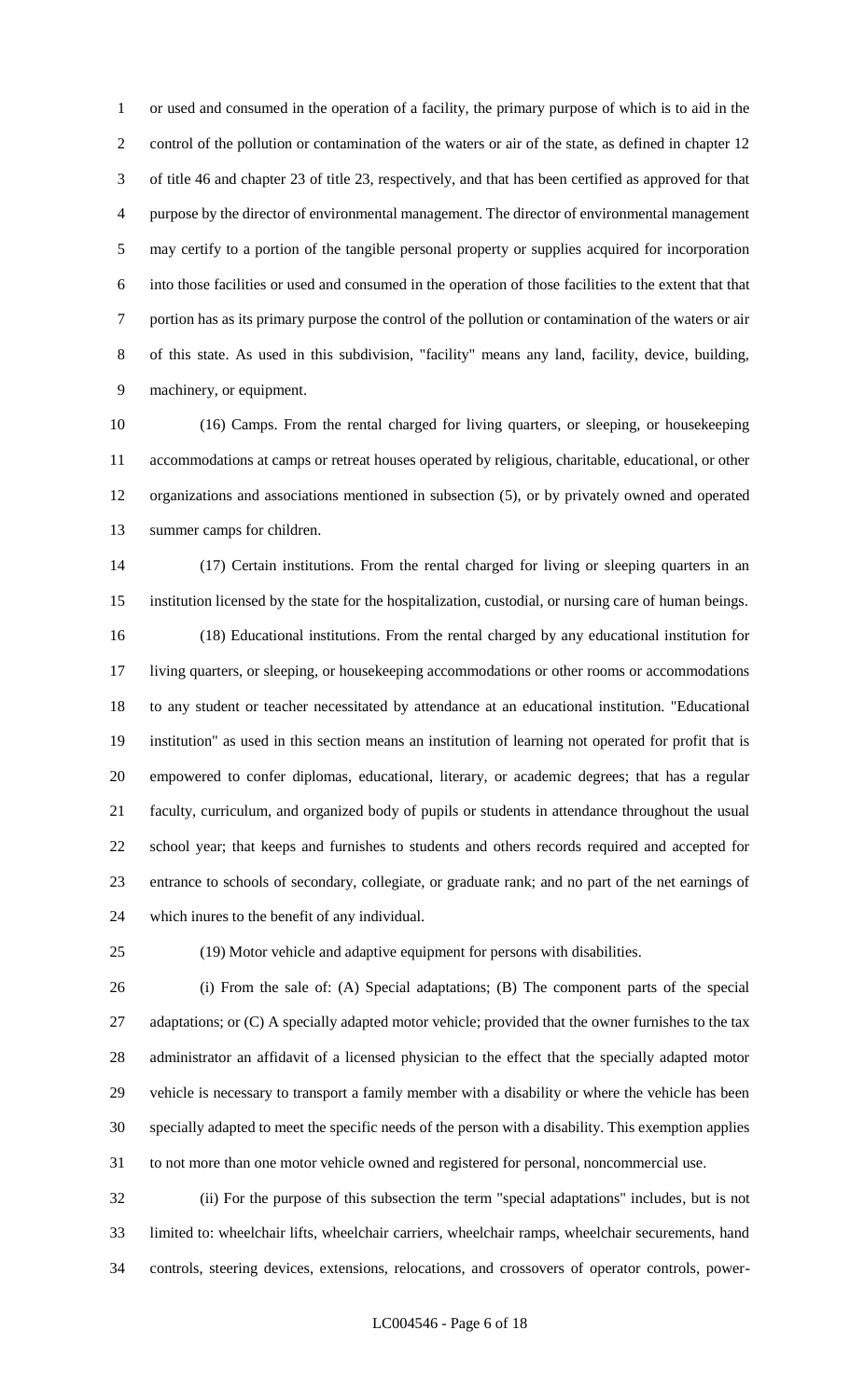or used and consumed in the operation of a facility, the primary purpose of which is to aid in the control of the pollution or contamination of the waters or air of the state, as defined in chapter 12 of title 46 and chapter 23 of title 23, respectively, and that has been certified as approved for that purpose by the director of environmental management. The director of environmental management may certify to a portion of the tangible personal property or supplies acquired for incorporation into those facilities or used and consumed in the operation of those facilities to the extent that that portion has as its primary purpose the control of the pollution or contamination of the waters or air of this state. As used in this subdivision, "facility" means any land, facility, device, building, machinery, or equipment.

(16) Camps. From the rental charged for living quarters, or sleeping, or housekeeping accommodations at camps or retreat houses operated by religious, charitable, educational, or other organizations and associations mentioned in subsection (5), or by privately owned and operated summer camps for children.

(17) Certain institutions. From the rental charged for living or sleeping quarters in an institution licensed by the state for the hospitalization, custodial, or nursing care of human beings.

(18) Educational institutions. From the rental charged by any educational institution for living quarters, or sleeping, or housekeeping accommodations or other rooms or accommodations to any student or teacher necessitated by attendance at an educational institution. "Educational institution" as used in this section means an institution of learning not operated for profit that is empowered to confer diplomas, educational, literary, or academic degrees; that has a regular faculty, curriculum, and organized body of pupils or students in attendance throughout the usual school year; that keeps and furnishes to students and others records required and accepted for entrance to schools of secondary, collegiate, or graduate rank; and no part of the net earnings of which inures to the benefit of any individual.

(19) Motor vehicle and adaptive equipment for persons with disabilities.

(i) From the sale of: (A) Special adaptations; (B) The component parts of the special adaptations; or (C) A specially adapted motor vehicle; provided that the owner furnishes to the tax administrator an affidavit of a licensed physician to the effect that the specially adapted motor vehicle is necessary to transport a family member with a disability or where the vehicle has been specially adapted to meet the specific needs of the person with a disability. This exemption applies to not more than one motor vehicle owned and registered for personal, noncommercial use.

(ii) For the purpose of this subsection the term "special adaptations" includes, but is not limited to: wheelchair lifts, wheelchair carriers, wheelchair ramps, wheelchair securements, hand controls, steering devices, extensions, relocations, and crossovers of operator controls, power-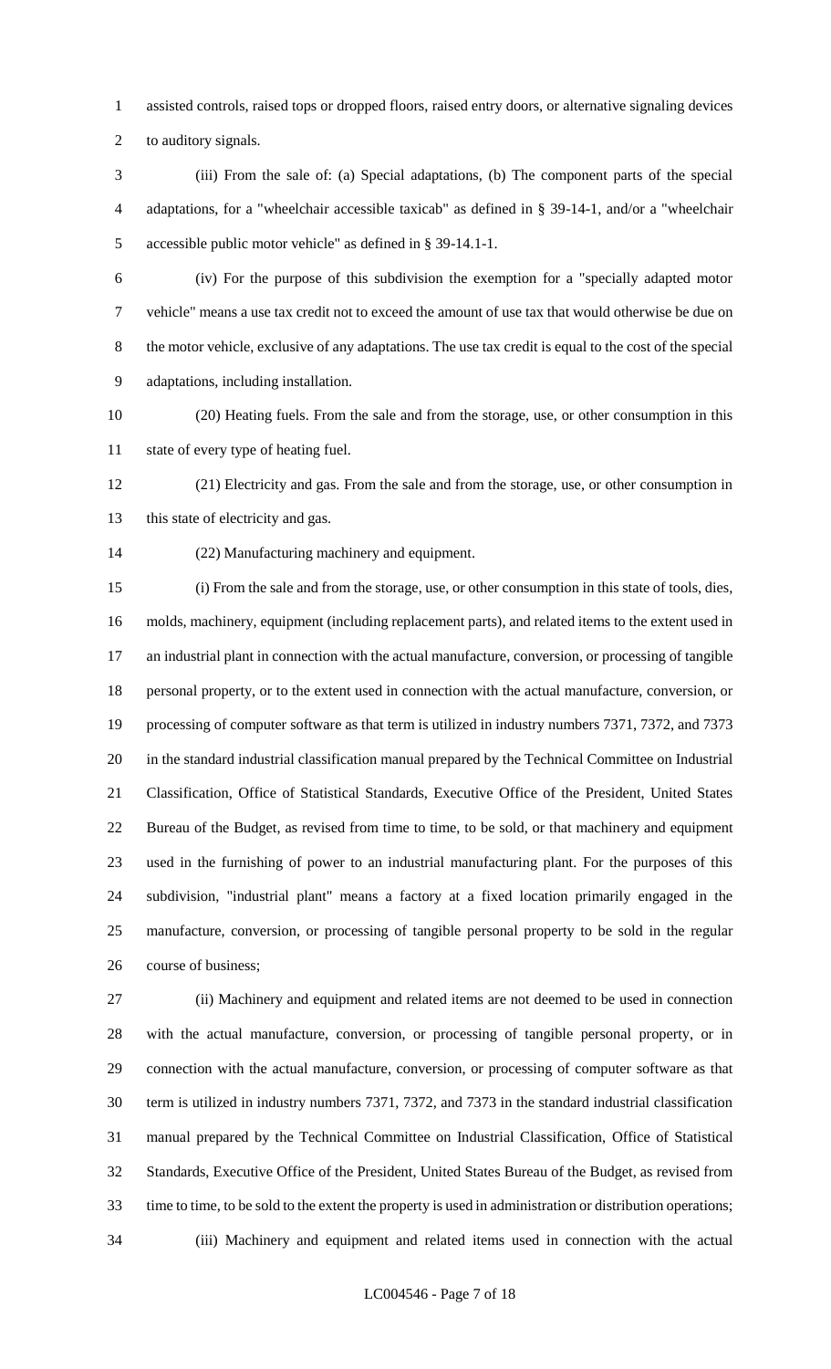assisted controls, raised tops or dropped floors, raised entry doors, or alternative signaling devices to auditory signals.

(iii) From the sale of: (a) Special adaptations, (b) The component parts of the special adaptations, for a "wheelchair accessible taxicab" as defined in § 39-14-1, and/or a "wheelchair accessible public motor vehicle" as defined in § 39-14.1-1.

(iv) For the purpose of this subdivision the exemption for a "specially adapted motor vehicle" means a use tax credit not to exceed the amount of use tax that would otherwise be due on the motor vehicle, exclusive of any adaptations. The use tax credit is equal to the cost of the special adaptations, including installation.

(20) Heating fuels. From the sale and from the storage, use, or other consumption in this state of every type of heating fuel.

(21) Electricity and gas. From the sale and from the storage, use, or other consumption in this state of electricity and gas.

(22) Manufacturing machinery and equipment.

(i) From the sale and from the storage, use, or other consumption in this state of tools, dies, molds, machinery, equipment (including replacement parts), and related items to the extent used in an industrial plant in connection with the actual manufacture, conversion, or processing of tangible personal property, or to the extent used in connection with the actual manufacture, conversion, or processing of computer software as that term is utilized in industry numbers 7371, 7372, and 7373 in the standard industrial classification manual prepared by the Technical Committee on Industrial Classification, Office of Statistical Standards, Executive Office of the President, United States Bureau of the Budget, as revised from time to time, to be sold, or that machinery and equipment used in the furnishing of power to an industrial manufacturing plant. For the purposes of this subdivision, "industrial plant" means a factory at a fixed location primarily engaged in the manufacture, conversion, or processing of tangible personal property to be sold in the regular course of business;

(ii) Machinery and equipment and related items are not deemed to be used in connection with the actual manufacture, conversion, or processing of tangible personal property, or in connection with the actual manufacture, conversion, or processing of computer software as that term is utilized in industry numbers 7371, 7372, and 7373 in the standard industrial classification manual prepared by the Technical Committee on Industrial Classification, Office of Statistical Standards, Executive Office of the President, United States Bureau of the Budget, as revised from time to time, to be sold to the extent the property is used in administration or distribution operations;

(iii) Machinery and equipment and related items used in connection with the actual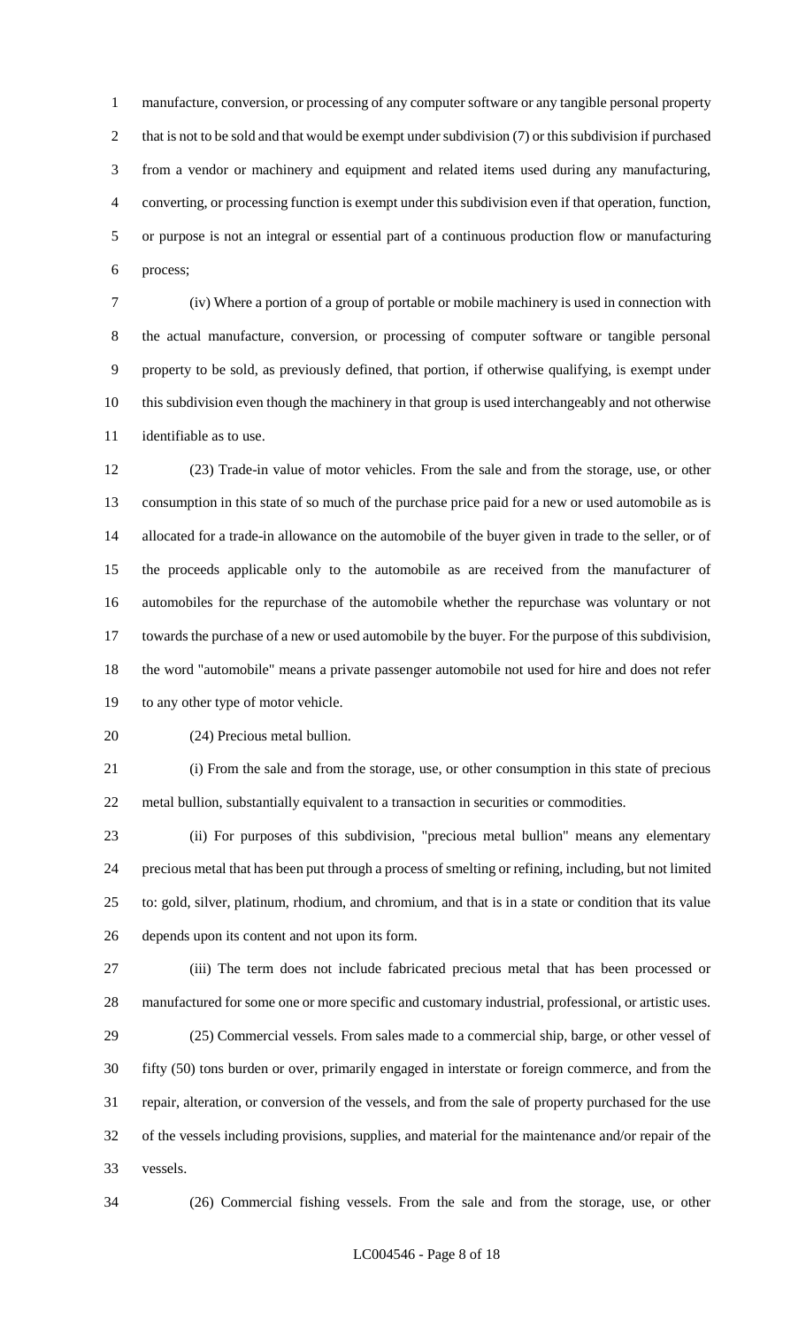manufacture, conversion, or processing of any computer software or any tangible personal property that is not to be sold and that would be exempt under subdivision (7) or this subdivision if purchased from a vendor or machinery and equipment and related items used during any manufacturing, converting, or processing function is exempt under this subdivision even if that operation, function, or purpose is not an integral or essential part of a continuous production flow or manufacturing process;

(iv) Where a portion of a group of portable or mobile machinery is used in connection with the actual manufacture, conversion, or processing of computer software or tangible personal property to be sold, as previously defined, that portion, if otherwise qualifying, is exempt under this subdivision even though the machinery in that group is used interchangeably and not otherwise identifiable as to use.

(23) Trade-in value of motor vehicles. From the sale and from the storage, use, or other consumption in this state of so much of the purchase price paid for a new or used automobile as is allocated for a trade-in allowance on the automobile of the buyer given in trade to the seller, or of the proceeds applicable only to the automobile as are received from the manufacturer of automobiles for the repurchase of the automobile whether the repurchase was voluntary or not towards the purchase of a new or used automobile by the buyer. For the purpose of this subdivision, the word "automobile" means a private passenger automobile not used for hire and does not refer to any other type of motor vehicle.

(24) Precious metal bullion.

(i) From the sale and from the storage, use, or other consumption in this state of precious metal bullion, substantially equivalent to a transaction in securities or commodities.

(ii) For purposes of this subdivision, "precious metal bullion" means any elementary precious metal that has been put through a process of smelting or refining, including, but not limited to: gold, silver, platinum, rhodium, and chromium, and that is in a state or condition that its value depends upon its content and not upon its form.

(iii) The term does not include fabricated precious metal that has been processed or manufactured for some one or more specific and customary industrial, professional, or artistic uses.

(25) Commercial vessels. From sales made to a commercial ship, barge, or other vessel of fifty (50) tons burden or over, primarily engaged in interstate or foreign commerce, and from the repair, alteration, or conversion of the vessels, and from the sale of property purchased for the use of the vessels including provisions, supplies, and material for the maintenance and/or repair of the vessels.

(26) Commercial fishing vessels. From the sale and from the storage, use, or other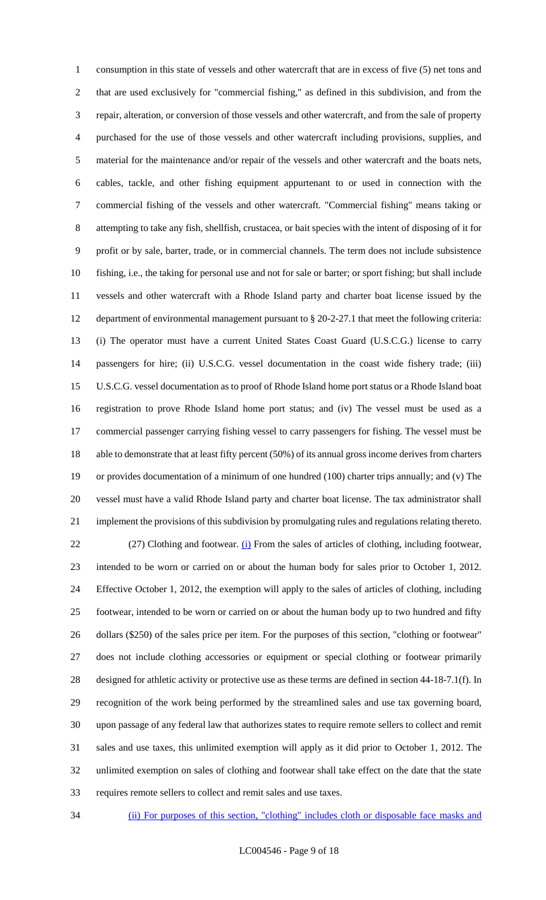consumption in this state of vessels and other watercraft that are in excess of five (5) net tons and that are used exclusively for "commercial fishing," as defined in this subdivision, and from the repair, alteration, or conversion of those vessels and other watercraft, and from the sale of property purchased for the use of those vessels and other watercraft including provisions, supplies, and material for the maintenance and/or repair of the vessels and other watercraft and the boats nets, cables, tackle, and other fishing equipment appurtenant to or used in connection with the commercial fishing of the vessels and other watercraft. "Commercial fishing" means taking or attempting to take any fish, shellfish, crustacea, or bait species with the intent of disposing of it for profit or by sale, barter, trade, or in commercial channels. The term does not include subsistence fishing, i.e., the taking for personal use and not for sale or barter; or sport fishing; but shall include vessels and other watercraft with a Rhode Island party and charter boat license issued by the department of environmental management pursuant to § 20-2-27.1 that meet the following criteria: (i) The operator must have a current United States Coast Guard (U.S.C.G.) license to carry passengers for hire; (ii) U.S.C.G. vessel documentation in the coast wide fishery trade; (iii) U.S.C.G. vessel documentation as to proof of Rhode Island home port status or a Rhode Island boat registration to prove Rhode Island home port status; and (iv) The vessel must be used as a commercial passenger carrying fishing vessel to carry passengers for fishing. The vessel must be able to demonstrate that at least fifty percent (50%) of its annual gross income derives from charters or provides documentation of a minimum of one hundred (100) charter trips annually; and (v) The vessel must have a valid Rhode Island party and charter boat license. The tax administrator shall implement the provisions of this subdivision by promulgating rules and regulations relating thereto.

(27) Clothing and footwear. (i) From the sales of articles of clothing, including footwear, intended to be worn or carried on or about the human body for sales prior to October 1, 2012. Effective October 1, 2012, the exemption will apply to the sales of articles of clothing, including footwear, intended to be worn or carried on or about the human body up to two hundred and fifty dollars ($250) of the sales price per item. For the purposes of this section, "clothing or footwear" does not include clothing accessories or equipment or special clothing or footwear primarily designed for athletic activity or protective use as these terms are defined in section 44-18-7.1(f). In recognition of the work being performed by the streamlined sales and use tax governing board, upon passage of any federal law that authorizes states to require remote sellers to collect and remit sales and use taxes, this unlimited exemption will apply as it did prior to October 1, 2012. The unlimited exemption on sales of clothing and footwear shall take effect on the date that the state requires remote sellers to collect and remit sales and use taxes.

(ii) For purposes of this section, "clothing" includes cloth or disposable face masks and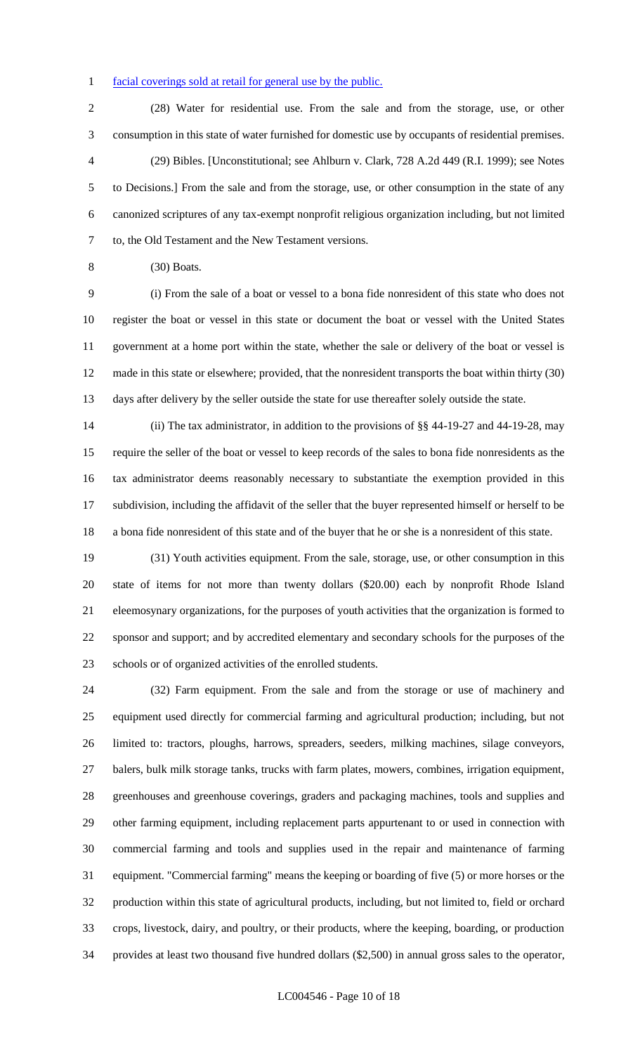facial coverings sold at retail for general use by the public.

(28) Water for residential use. From the sale and from the storage, use, or other consumption in this state of water furnished for domestic use by occupants of residential premises.

(29) Bibles. [Unconstitutional; see Ahlburn v. Clark, 728 A.2d 449 (R.I. 1999); see Notes to Decisions.] From the sale and from the storage, use, or other consumption in the state of any canonized scriptures of any tax-exempt nonprofit religious organization including, but not limited to, the Old Testament and the New Testament versions.

(30) Boats.

(i) From the sale of a boat or vessel to a bona fide nonresident of this state who does not register the boat or vessel in this state or document the boat or vessel with the United States government at a home port within the state, whether the sale or delivery of the boat or vessel is made in this state or elsewhere; provided, that the nonresident transports the boat within thirty (30) days after delivery by the seller outside the state for use thereafter solely outside the state.

(ii) The tax administrator, in addition to the provisions of §§ 44-19-27 and 44-19-28, may require the seller of the boat or vessel to keep records of the sales to bona fide nonresidents as the tax administrator deems reasonably necessary to substantiate the exemption provided in this subdivision, including the affidavit of the seller that the buyer represented himself or herself to be a bona fide nonresident of this state and of the buyer that he or she is a nonresident of this state.

(31) Youth activities equipment. From the sale, storage, use, or other consumption in this state of items for not more than twenty dollars ($20.00) each by nonprofit Rhode Island eleemosynary organizations, for the purposes of youth activities that the organization is formed to sponsor and support; and by accredited elementary and secondary schools for the purposes of the schools or of organized activities of the enrolled students.

(32) Farm equipment. From the sale and from the storage or use of machinery and equipment used directly for commercial farming and agricultural production; including, but not limited to: tractors, ploughs, harrows, spreaders, seeders, milking machines, silage conveyors, balers, bulk milk storage tanks, trucks with farm plates, mowers, combines, irrigation equipment, greenhouses and greenhouse coverings, graders and packaging machines, tools and supplies and other farming equipment, including replacement parts appurtenant to or used in connection with commercial farming and tools and supplies used in the repair and maintenance of farming equipment. "Commercial farming" means the keeping or boarding of five (5) or more horses or the production within this state of agricultural products, including, but not limited to, field or orchard crops, livestock, dairy, and poultry, or their products, where the keeping, boarding, or production provides at least two thousand five hundred dollars ($2,500) in annual gross sales to the operator,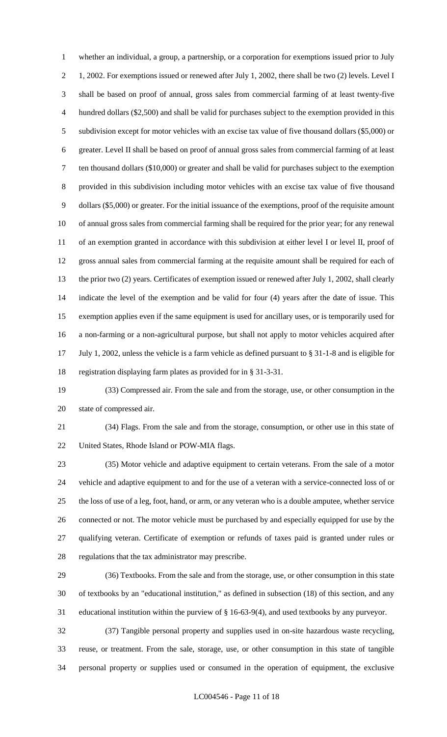whether an individual, a group, a partnership, or a corporation for exemptions issued prior to July 1, 2002. For exemptions issued or renewed after July 1, 2002, there shall be two (2) levels. Level I shall be based on proof of annual, gross sales from commercial farming of at least twenty-five hundred dollars ($2,500) and shall be valid for purchases subject to the exemption provided in this subdivision except for motor vehicles with an excise tax value of five thousand dollars ($5,000) or greater. Level II shall be based on proof of annual gross sales from commercial farming of at least ten thousand dollars ($10,000) or greater and shall be valid for purchases subject to the exemption provided in this subdivision including motor vehicles with an excise tax value of five thousand dollars ($5,000) or greater. For the initial issuance of the exemptions, proof of the requisite amount of annual gross sales from commercial farming shall be required for the prior year; for any renewal of an exemption granted in accordance with this subdivision at either level I or level II, proof of gross annual sales from commercial farming at the requisite amount shall be required for each of the prior two (2) years. Certificates of exemption issued or renewed after July 1, 2002, shall clearly indicate the level of the exemption and be valid for four (4) years after the date of issue. This exemption applies even if the same equipment is used for ancillary uses, or is temporarily used for a non-farming or a non-agricultural purpose, but shall not apply to motor vehicles acquired after July 1, 2002, unless the vehicle is a farm vehicle as defined pursuant to § 31-1-8 and is eligible for registration displaying farm plates as provided for in § 31-3-31.

(33) Compressed air. From the sale and from the storage, use, or other consumption in the state of compressed air.

(34) Flags. From the sale and from the storage, consumption, or other use in this state of United States, Rhode Island or POW-MIA flags.

(35) Motor vehicle and adaptive equipment to certain veterans. From the sale of a motor vehicle and adaptive equipment to and for the use of a veteran with a service-connected loss of or the loss of use of a leg, foot, hand, or arm, or any veteran who is a double amputee, whether service connected or not. The motor vehicle must be purchased by and especially equipped for use by the qualifying veteran. Certificate of exemption or refunds of taxes paid is granted under rules or regulations that the tax administrator may prescribe.

(36) Textbooks. From the sale and from the storage, use, or other consumption in this state of textbooks by an "educational institution," as defined in subsection (18) of this section, and any educational institution within the purview of § 16-63-9(4), and used textbooks by any purveyor.

(37) Tangible personal property and supplies used in on-site hazardous waste recycling, reuse, or treatment. From the sale, storage, use, or other consumption in this state of tangible personal property or supplies used or consumed in the operation of equipment, the exclusive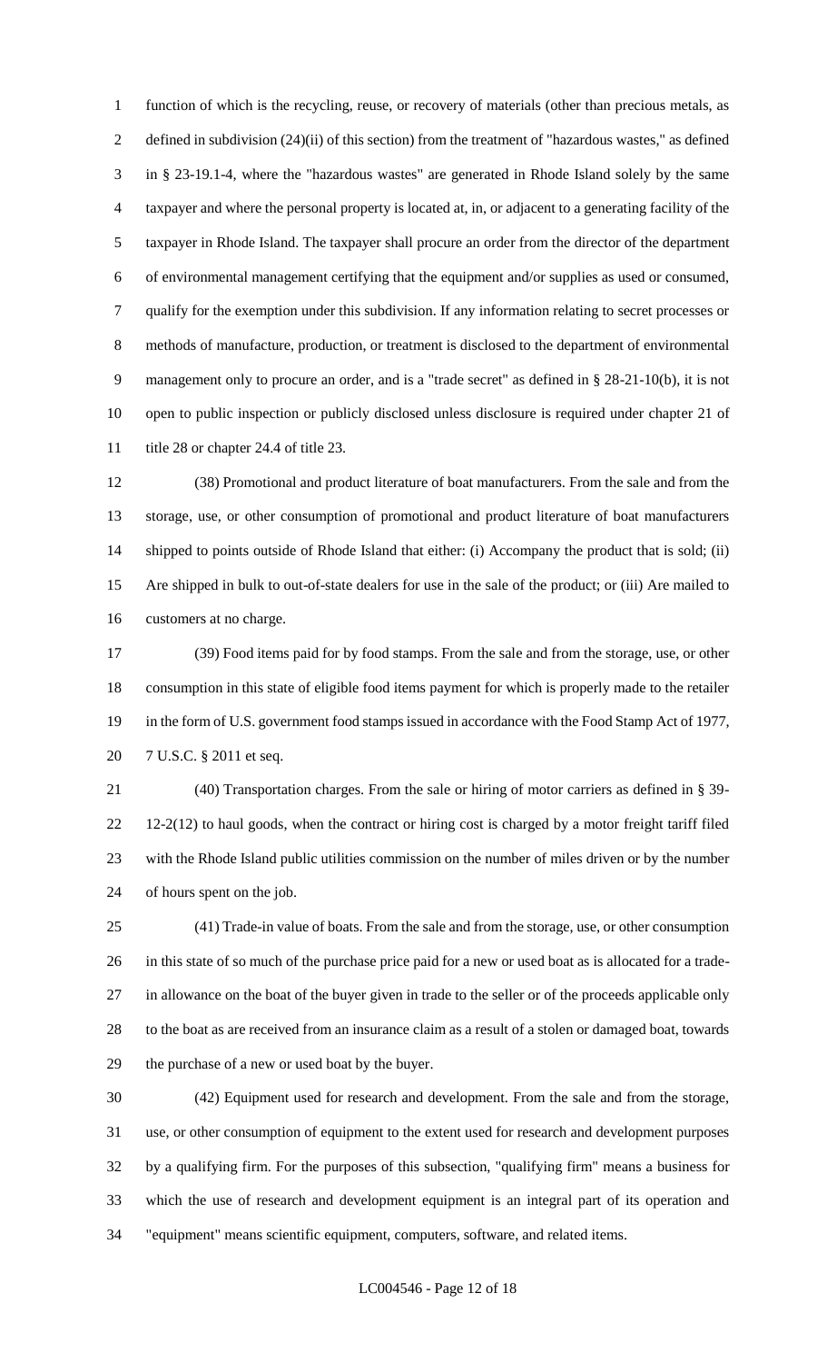function of which is the recycling, reuse, or recovery of materials (other than precious metals, as defined in subdivision (24)(ii) of this section) from the treatment of "hazardous wastes," as defined in § 23-19.1-4, where the "hazardous wastes" are generated in Rhode Island solely by the same taxpayer and where the personal property is located at, in, or adjacent to a generating facility of the taxpayer in Rhode Island. The taxpayer shall procure an order from the director of the department of environmental management certifying that the equipment and/or supplies as used or consumed, qualify for the exemption under this subdivision. If any information relating to secret processes or methods of manufacture, production, or treatment is disclosed to the department of environmental management only to procure an order, and is a "trade secret" as defined in § 28-21-10(b), it is not open to public inspection or publicly disclosed unless disclosure is required under chapter 21 of title 28 or chapter 24.4 of title 23.

(38) Promotional and product literature of boat manufacturers. From the sale and from the storage, use, or other consumption of promotional and product literature of boat manufacturers shipped to points outside of Rhode Island that either: (i) Accompany the product that is sold; (ii) Are shipped in bulk to out-of-state dealers for use in the sale of the product; or (iii) Are mailed to customers at no charge.

(39) Food items paid for by food stamps. From the sale and from the storage, use, or other consumption in this state of eligible food items payment for which is properly made to the retailer in the form of U.S. government food stamps issued in accordance with the Food Stamp Act of 1977, 7 U.S.C. § 2011 et seq.

(40) Transportation charges. From the sale or hiring of motor carriers as defined in § 39-12-2(12) to haul goods, when the contract or hiring cost is charged by a motor freight tariff filed with the Rhode Island public utilities commission on the number of miles driven or by the number of hours spent on the job.

(41) Trade-in value of boats. From the sale and from the storage, use, or other consumption in this state of so much of the purchase price paid for a new or used boat as is allocated for a trade-in allowance on the boat of the buyer given in trade to the seller or of the proceeds applicable only to the boat as are received from an insurance claim as a result of a stolen or damaged boat, towards the purchase of a new or used boat by the buyer.

(42) Equipment used for research and development. From the sale and from the storage, use, or other consumption of equipment to the extent used for research and development purposes by a qualifying firm. For the purposes of this subsection, "qualifying firm" means a business for which the use of research and development equipment is an integral part of its operation and "equipment" means scientific equipment, computers, software, and related items.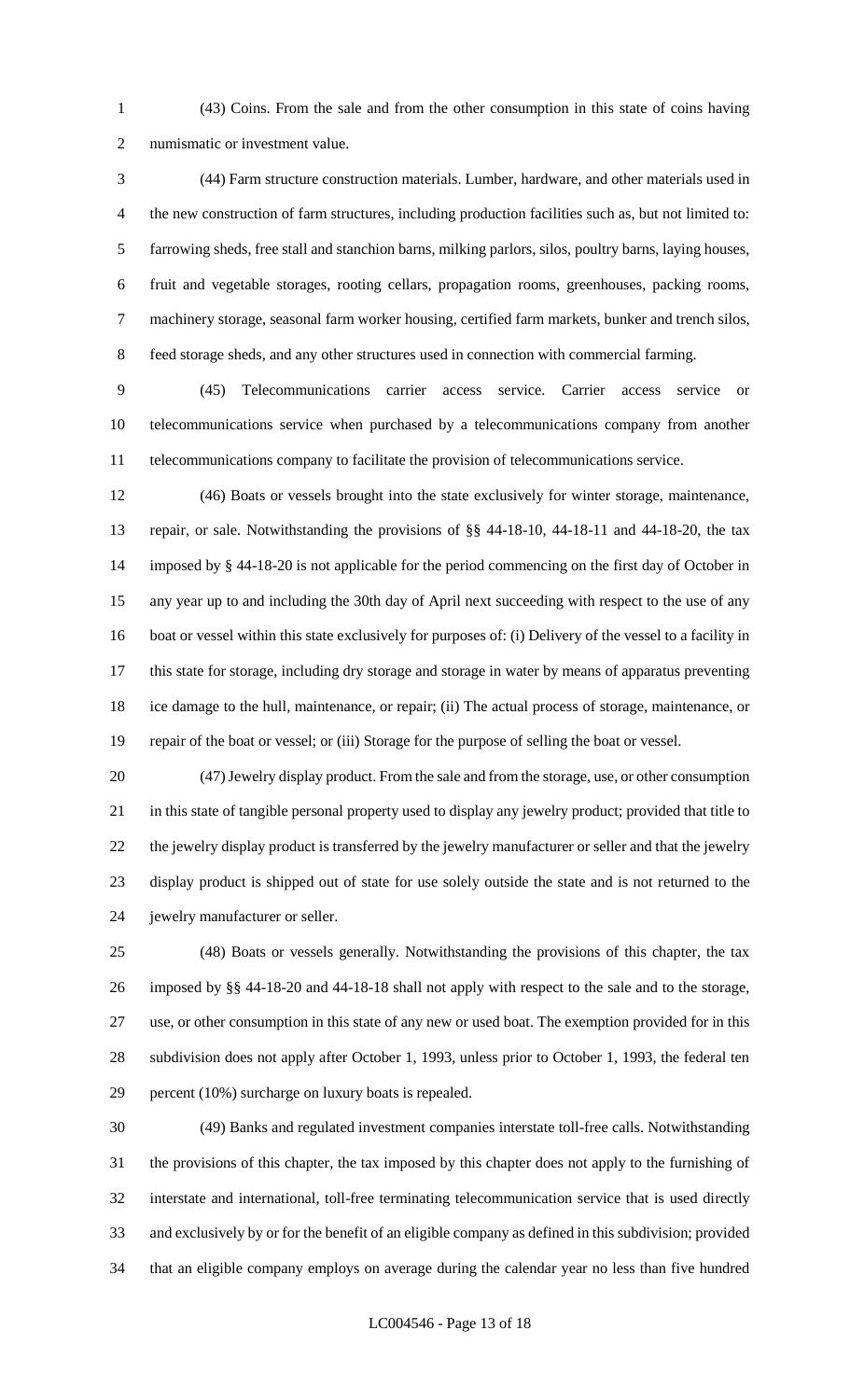(43) Coins. From the sale and from the other consumption in this state of coins having numismatic or investment value.

(44) Farm structure construction materials. Lumber, hardware, and other materials used in the new construction of farm structures, including production facilities such as, but not limited to: farrowing sheds, free stall and stanchion barns, milking parlors, silos, poultry barns, laying houses, fruit and vegetable storages, rooting cellars, propagation rooms, greenhouses, packing rooms, machinery storage, seasonal farm worker housing, certified farm markets, bunker and trench silos, feed storage sheds, and any other structures used in connection with commercial farming.

(45) Telecommunications carrier access service. Carrier access service or telecommunications service when purchased by a telecommunications company from another telecommunications company to facilitate the provision of telecommunications service.

(46) Boats or vessels brought into the state exclusively for winter storage, maintenance, repair, or sale. Notwithstanding the provisions of §§ 44-18-10, 44-18-11 and 44-18-20, the tax imposed by § 44-18-20 is not applicable for the period commencing on the first day of October in any year up to and including the 30th day of April next succeeding with respect to the use of any boat or vessel within this state exclusively for purposes of: (i) Delivery of the vessel to a facility in this state for storage, including dry storage and storage in water by means of apparatus preventing ice damage to the hull, maintenance, or repair; (ii) The actual process of storage, maintenance, or repair of the boat or vessel; or (iii) Storage for the purpose of selling the boat or vessel.

(47) Jewelry display product. From the sale and from the storage, use, or other consumption in this state of tangible personal property used to display any jewelry product; provided that title to the jewelry display product is transferred by the jewelry manufacturer or seller and that the jewelry display product is shipped out of state for use solely outside the state and is not returned to the jewelry manufacturer or seller.

(48) Boats or vessels generally. Notwithstanding the provisions of this chapter, the tax imposed by §§ 44-18-20 and 44-18-18 shall not apply with respect to the sale and to the storage, use, or other consumption in this state of any new or used boat. The exemption provided for in this subdivision does not apply after October 1, 1993, unless prior to October 1, 1993, the federal ten percent (10%) surcharge on luxury boats is repealed.

(49) Banks and regulated investment companies interstate toll-free calls. Notwithstanding the provisions of this chapter, the tax imposed by this chapter does not apply to the furnishing of interstate and international, toll-free terminating telecommunication service that is used directly and exclusively by or for the benefit of an eligible company as defined in this subdivision; provided that an eligible company employs on average during the calendar year no less than five hundred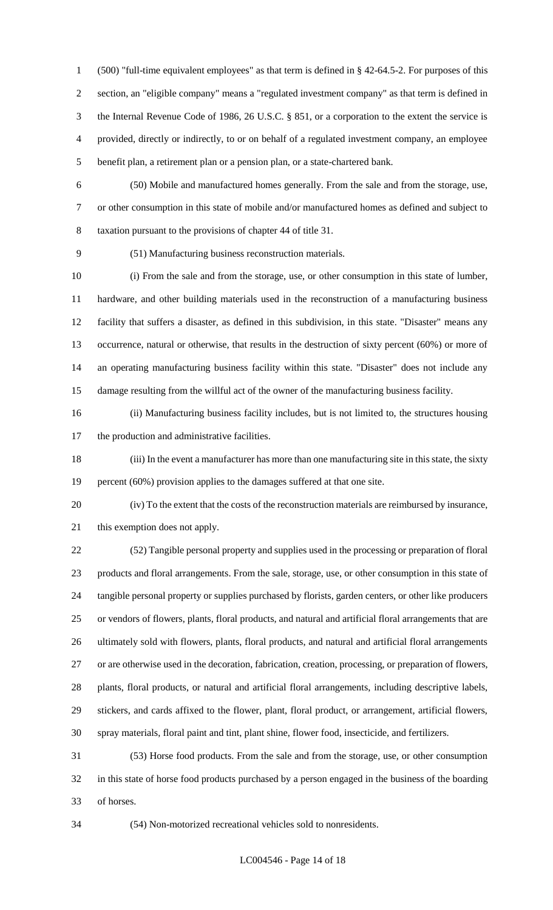(500) "full-time equivalent employees" as that term is defined in § 42-64.5-2. For purposes of this section, an "eligible company" means a "regulated investment company" as that term is defined in the Internal Revenue Code of 1986, 26 U.S.C. § 851, or a corporation to the extent the service is provided, directly or indirectly, to or on behalf of a regulated investment company, an employee benefit plan, a retirement plan or a pension plan, or a state-chartered bank.

(50) Mobile and manufactured homes generally. From the sale and from the storage, use, or other consumption in this state of mobile and/or manufactured homes as defined and subject to taxation pursuant to the provisions of chapter 44 of title 31.

(51) Manufacturing business reconstruction materials.

(i) From the sale and from the storage, use, or other consumption in this state of lumber, hardware, and other building materials used in the reconstruction of a manufacturing business facility that suffers a disaster, as defined in this subdivision, in this state. "Disaster" means any occurrence, natural or otherwise, that results in the destruction of sixty percent (60%) or more of an operating manufacturing business facility within this state. "Disaster" does not include any damage resulting from the willful act of the owner of the manufacturing business facility.

(ii) Manufacturing business facility includes, but is not limited to, the structures housing the production and administrative facilities.

(iii) In the event a manufacturer has more than one manufacturing site in this state, the sixty percent (60%) provision applies to the damages suffered at that one site.

(iv) To the extent that the costs of the reconstruction materials are reimbursed by insurance, this exemption does not apply.

(52) Tangible personal property and supplies used in the processing or preparation of floral products and floral arrangements. From the sale, storage, use, or other consumption in this state of tangible personal property or supplies purchased by florists, garden centers, or other like producers or vendors of flowers, plants, floral products, and natural and artificial floral arrangements that are ultimately sold with flowers, plants, floral products, and natural and artificial floral arrangements or are otherwise used in the decoration, fabrication, creation, processing, or preparation of flowers, plants, floral products, or natural and artificial floral arrangements, including descriptive labels, stickers, and cards affixed to the flower, plant, floral product, or arrangement, artificial flowers, spray materials, floral paint and tint, plant shine, flower food, insecticide, and fertilizers.

(53) Horse food products. From the sale and from the storage, use, or other consumption in this state of horse food products purchased by a person engaged in the business of the boarding of horses.

(54) Non-motorized recreational vehicles sold to nonresidents.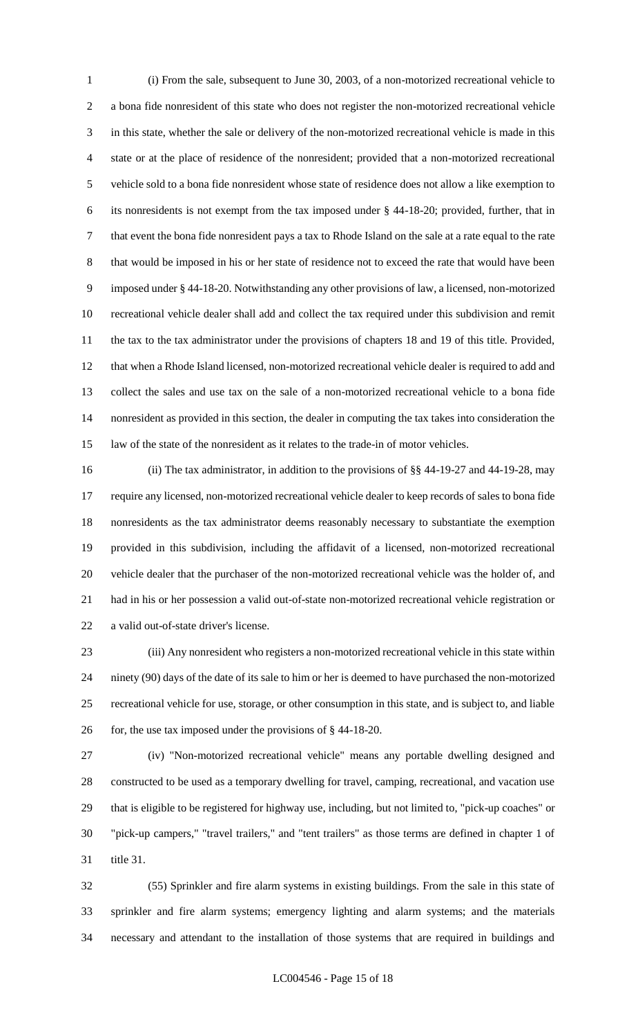(i) From the sale, subsequent to June 30, 2003, of a non-motorized recreational vehicle to a bona fide nonresident of this state who does not register the non-motorized recreational vehicle in this state, whether the sale or delivery of the non-motorized recreational vehicle is made in this state or at the place of residence of the nonresident; provided that a non-motorized recreational vehicle sold to a bona fide nonresident whose state of residence does not allow a like exemption to its nonresidents is not exempt from the tax imposed under § 44-18-20; provided, further, that in that event the bona fide nonresident pays a tax to Rhode Island on the sale at a rate equal to the rate that would be imposed in his or her state of residence not to exceed the rate that would have been imposed under § 44-18-20. Notwithstanding any other provisions of law, a licensed, non-motorized recreational vehicle dealer shall add and collect the tax required under this subdivision and remit the tax to the tax administrator under the provisions of chapters 18 and 19 of this title. Provided, that when a Rhode Island licensed, non-motorized recreational vehicle dealer is required to add and collect the sales and use tax on the sale of a non-motorized recreational vehicle to a bona fide nonresident as provided in this section, the dealer in computing the tax takes into consideration the law of the state of the nonresident as it relates to the trade-in of motor vehicles.

(ii) The tax administrator, in addition to the provisions of §§ 44-19-27 and 44-19-28, may require any licensed, non-motorized recreational vehicle dealer to keep records of sales to bona fide nonresidents as the tax administrator deems reasonably necessary to substantiate the exemption provided in this subdivision, including the affidavit of a licensed, non-motorized recreational vehicle dealer that the purchaser of the non-motorized recreational vehicle was the holder of, and had in his or her possession a valid out-of-state non-motorized recreational vehicle registration or a valid out-of-state driver's license.

(iii) Any nonresident who registers a non-motorized recreational vehicle in this state within ninety (90) days of the date of its sale to him or her is deemed to have purchased the non-motorized recreational vehicle for use, storage, or other consumption in this state, and is subject to, and liable for, the use tax imposed under the provisions of § 44-18-20.

(iv) "Non-motorized recreational vehicle" means any portable dwelling designed and constructed to be used as a temporary dwelling for travel, camping, recreational, and vacation use that is eligible to be registered for highway use, including, but not limited to, "pick-up coaches" or "pick-up campers," "travel trailers," and "tent trailers" as those terms are defined in chapter 1 of title 31.

(55) Sprinkler and fire alarm systems in existing buildings. From the sale in this state of sprinkler and fire alarm systems; emergency lighting and alarm systems; and the materials necessary and attendant to the installation of those systems that are required in buildings and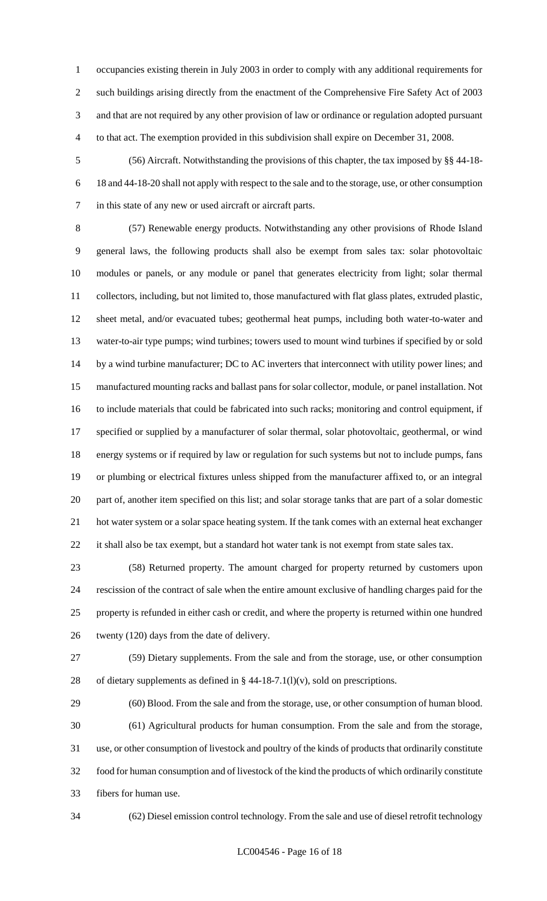occupancies existing therein in July 2003 in order to comply with any additional requirements for such buildings arising directly from the enactment of the Comprehensive Fire Safety Act of 2003 and that are not required by any other provision of law or ordinance or regulation adopted pursuant to that act. The exemption provided in this subdivision shall expire on December 31, 2008.

(56) Aircraft. Notwithstanding the provisions of this chapter, the tax imposed by §§ 44-18-18 and 44-18-20 shall not apply with respect to the sale and to the storage, use, or other consumption in this state of any new or used aircraft or aircraft parts.

(57) Renewable energy products. Notwithstanding any other provisions of Rhode Island general laws, the following products shall also be exempt from sales tax: solar photovoltaic modules or panels, or any module or panel that generates electricity from light; solar thermal collectors, including, but not limited to, those manufactured with flat glass plates, extruded plastic, sheet metal, and/or evacuated tubes; geothermal heat pumps, including both water-to-water and water-to-air type pumps; wind turbines; towers used to mount wind turbines if specified by or sold by a wind turbine manufacturer; DC to AC inverters that interconnect with utility power lines; and manufactured mounting racks and ballast pans for solar collector, module, or panel installation. Not to include materials that could be fabricated into such racks; monitoring and control equipment, if specified or supplied by a manufacturer of solar thermal, solar photovoltaic, geothermal, or wind energy systems or if required by law or regulation for such systems but not to include pumps, fans or plumbing or electrical fixtures unless shipped from the manufacturer affixed to, or an integral part of, another item specified on this list; and solar storage tanks that are part of a solar domestic hot water system or a solar space heating system. If the tank comes with an external heat exchanger it shall also be tax exempt, but a standard hot water tank is not exempt from state sales tax.

(58) Returned property. The amount charged for property returned by customers upon rescission of the contract of sale when the entire amount exclusive of handling charges paid for the property is refunded in either cash or credit, and where the property is returned within one hundred twenty (120) days from the date of delivery.

(59) Dietary supplements. From the sale and from the storage, use, or other consumption of dietary supplements as defined in § 44-18-7.1(l)(v), sold on prescriptions.

(60) Blood. From the sale and from the storage, use, or other consumption of human blood.

(61) Agricultural products for human consumption. From the sale and from the storage, use, or other consumption of livestock and poultry of the kinds of products that ordinarily constitute food for human consumption and of livestock of the kind the products of which ordinarily constitute fibers for human use.

(62) Diesel emission control technology. From the sale and use of diesel retrofit technology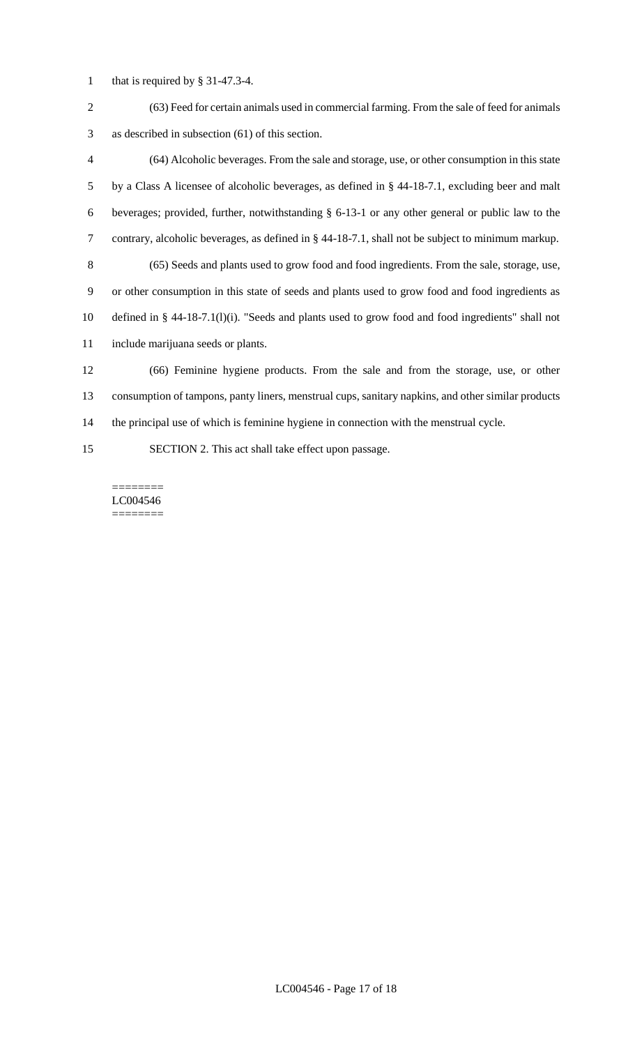that is required by § 31-47.3-4.

(63) Feed for certain animals used in commercial farming. From the sale of feed for animals as described in subsection (61) of this section.

(64) Alcoholic beverages. From the sale and storage, use, or other consumption in this state by a Class A licensee of alcoholic beverages, as defined in § 44-18-7.1, excluding beer and malt beverages; provided, further, notwithstanding § 6-13-1 or any other general or public law to the contrary, alcoholic beverages, as defined in § 44-18-7.1, shall not be subject to minimum markup.

(65) Seeds and plants used to grow food and food ingredients. From the sale, storage, use, or other consumption in this state of seeds and plants used to grow food and food ingredients as defined in § 44-18-7.1(l)(i). "Seeds and plants used to grow food and food ingredients" shall not include marijuana seeds or plants.

(66) Feminine hygiene products. From the sale and from the storage, use, or other consumption of tampons, panty liners, menstrual cups, sanitary napkins, and other similar products the principal use of which is feminine hygiene in connection with the menstrual cycle.

SECTION 2. This act shall take effect upon passage.

========
LC004546
========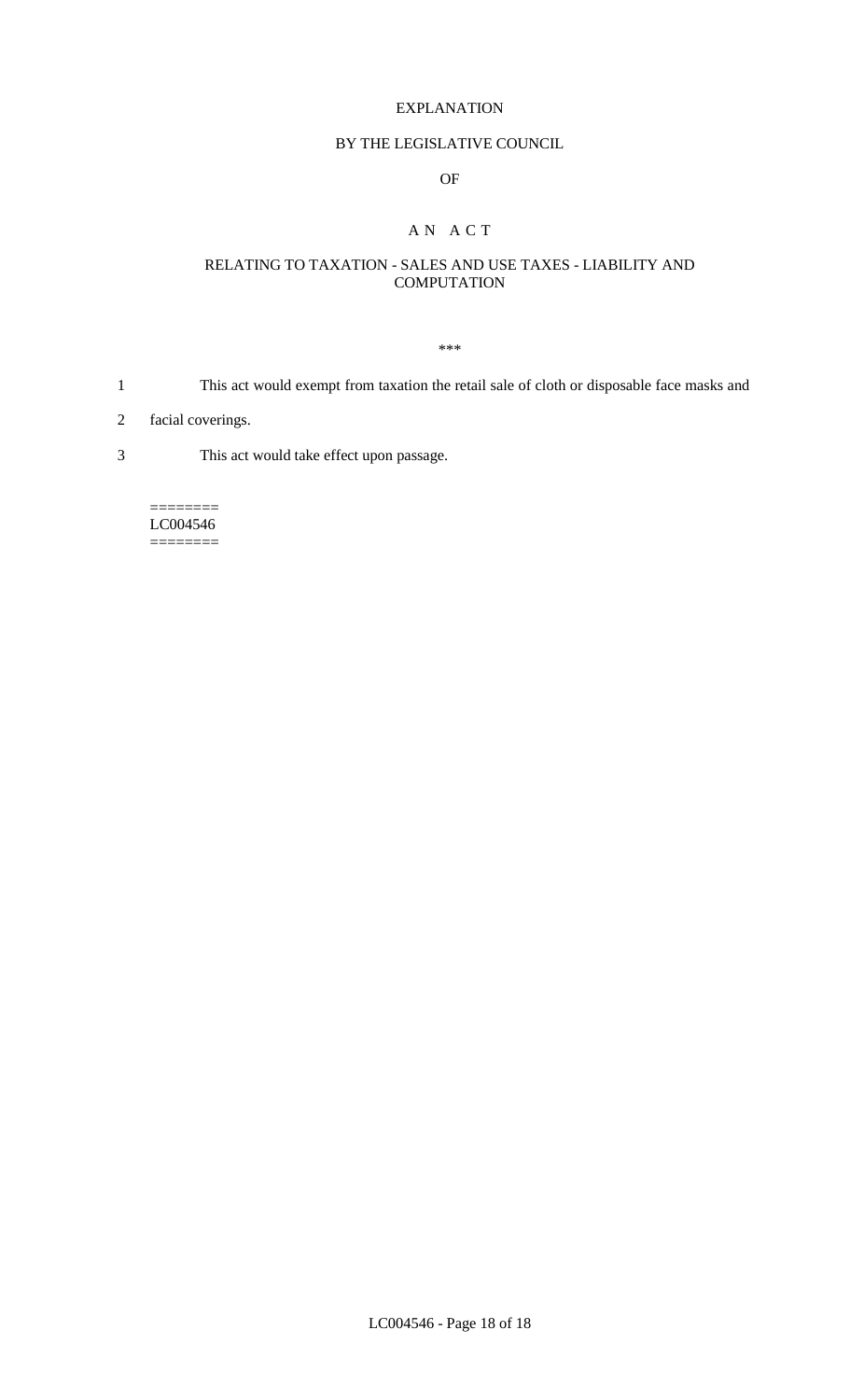EXPLANATION

BY THE LEGISLATIVE COUNCIL

OF

A N A C T

RELATING TO TAXATION - SALES AND USE TAXES - LIABILITY AND COMPUTATION

\*\*\*

1 This act would exempt from taxation the retail sale of cloth or disposable face masks and

2 facial coverings.

3 This act would take effect upon passage.

========
LC004546
========